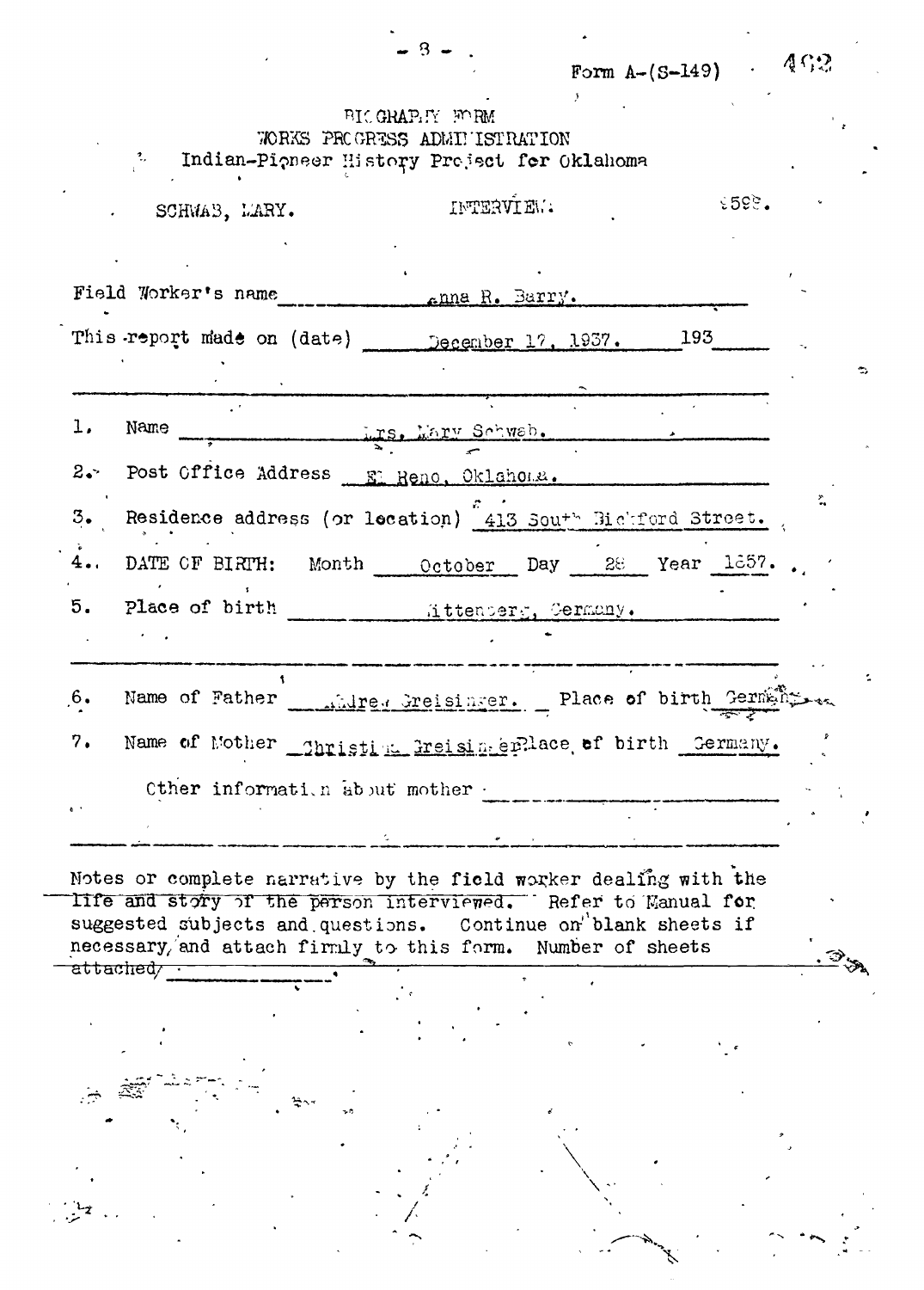Form A-(S-149)

BIOGRAPHY FORM
WORKS PROGRESS ADMINISTRATION
Indian-Pioneer History Project for Oklahoma

SCHWAB, MARY. INTERVIEW. 8598.

Field Worker's name Anna R. Barry.

This report made on (date) December 17, 1937. 193

1. Name Mrs. Mary Schwab.

2. Post Office Address El Reno, Oklahoma.

3. Residence address (or location) 413 South Bickford Street.

4. DATE OF BIRTH: Month October Day 28 Year 1857.

5. Place of birth Wittenberg, Germany.

6. Name of Father Andrew Greisinger. Place of birth Germany.

7. Name of Mother Christina Greisinger Place of birth Germany.

Other information about mother

Notes or complete narrative by the field worker dealing with the life and story of the person interviewed. Refer to Manual for suggested subjects and questions. Continue on blank sheets if necessary, and attach firmly to this form. Number of sheets attached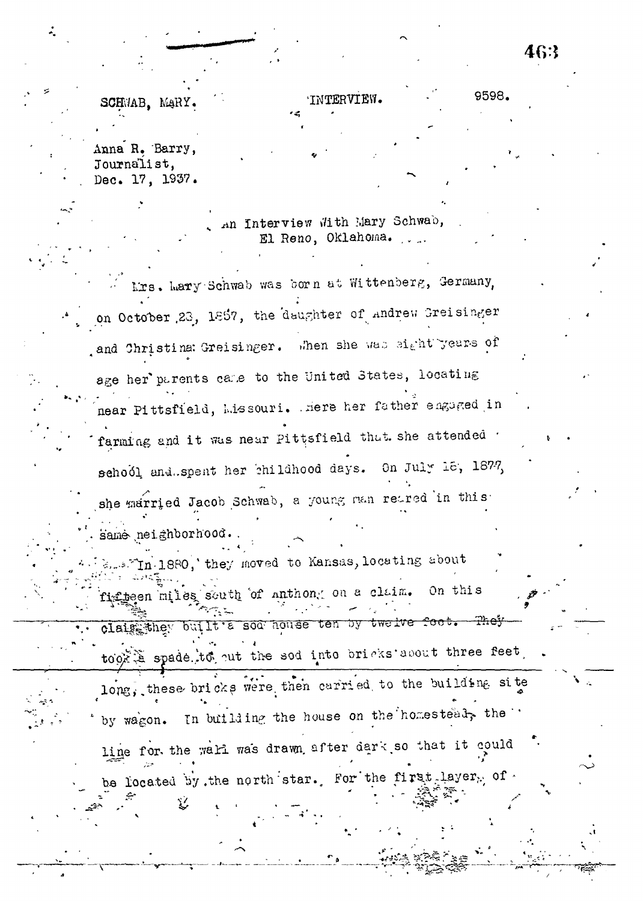SCHWAB, MARY. INTERVIEW. 9598.

Anna R. Barry,
Journalist,
Dec. 17, 1937.

An Interview With Mary Schwab,
El Reno, Oklahoma.

Mrs. Mary Schwab was born at Wittenberg, Germany, on October 23, 1857, the daughter of Andrew Greisinger and Christina Greisinger. When she was eight years of age her parents came to the United States, locating near Pittsfield, Missouri. Here her father engaged in farming and it was near Pittsfield that she attended school and spent her childhood days. On July 18, 1877, she married Jacob Schwab, a young man reared in this same neighborhood.

In 1880, they moved to Kansas, locating about fifteen miles south of Anthony on a claim. On this claim they built a sod house ten by twelve feet. They took a spade to cut the sod into bricks about three feet long, these bricks were then carried to the building site by wagon. In building the house on the homestead, the line for the wall was drawn after dark so that it could be located by the north star. For the first layer of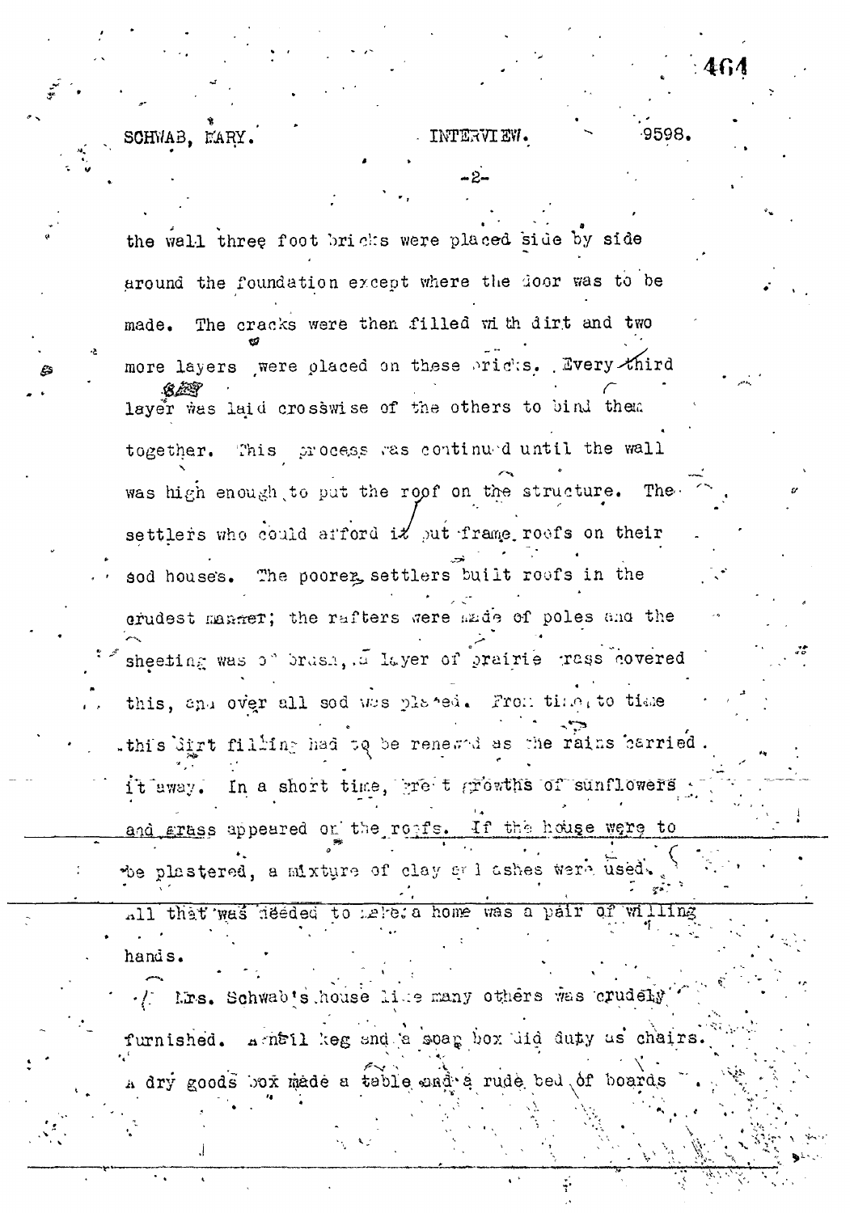the wall three foot bricks were placed side by side around the foundation except where the door was to be made. The cracks were then filled with dirt and two more layers were placed on these bricks. Every third layer was laid crosswise of the others to bind them together. This process was continued until the wall was high enough to put the roof on the structure. The settlers who could afford it put frame roofs on their sod houses. The poorer settlers built roofs in the crudest manner; the rafters were made of poles and the sheeting was of brush, a layer of prairie grass covered this, and over all sod was placed. From time to time this dirt filling had to be renewed as the rains carried it away. In a short time, great growths of sunflowers and grass appeared on the roofs. If the house were to be plastered, a mixture of clay and ashes were used. All that was needed to make a home was a pair of willing hands.

Mrs. Schwab's house like many others was crudely furnished. A nail keg and a soap box did duty as chairs. A dry goods box made a table and a rude bed of boards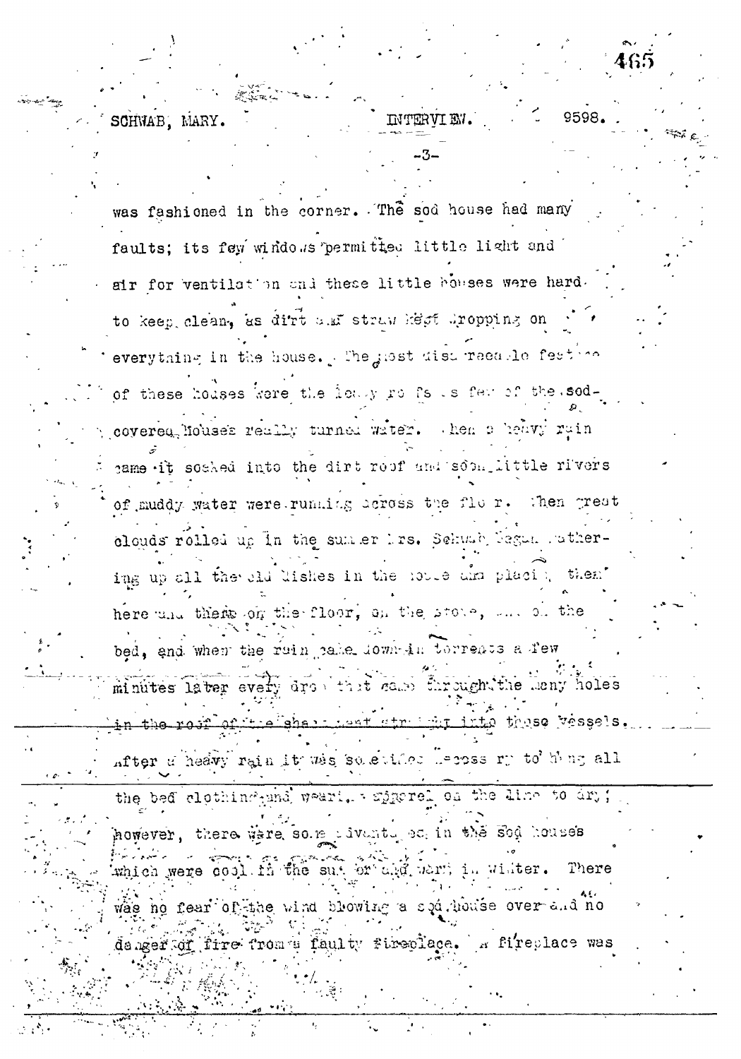was fashioned in the corner. The sod house had many faults; its few windows permitted little light and air for ventilation and these little houses were hard to keep clean, as dirt and straw kept dropping on everything in the house. The most disagreeable feature of these houses were the leaky roofs as few of the sod-covered houses really turned water. When a heavy rain came it soaked into the dirt roof and soon little rivers of muddy water were running across the floor. When great clouds rolled up in the summer Mrs. Schwab began gathering up all the old dishes in the house and placing them here and there on the floor, on the stove, and on the bed, and when the rain came down in torrents a few minutes later every drop that came through the many holes in the roof of the shack went straight into these vessels. After a heavy rain it was sometimes necessary to hang all the bed clothing and wearing apparel on the line to dry; however, there were some advantages in the sod houses which were cool in the summer and warm in winter. There was no fear of the wind blowing a sod house over and no danger of fire from a faulty fireplace. A fireplace was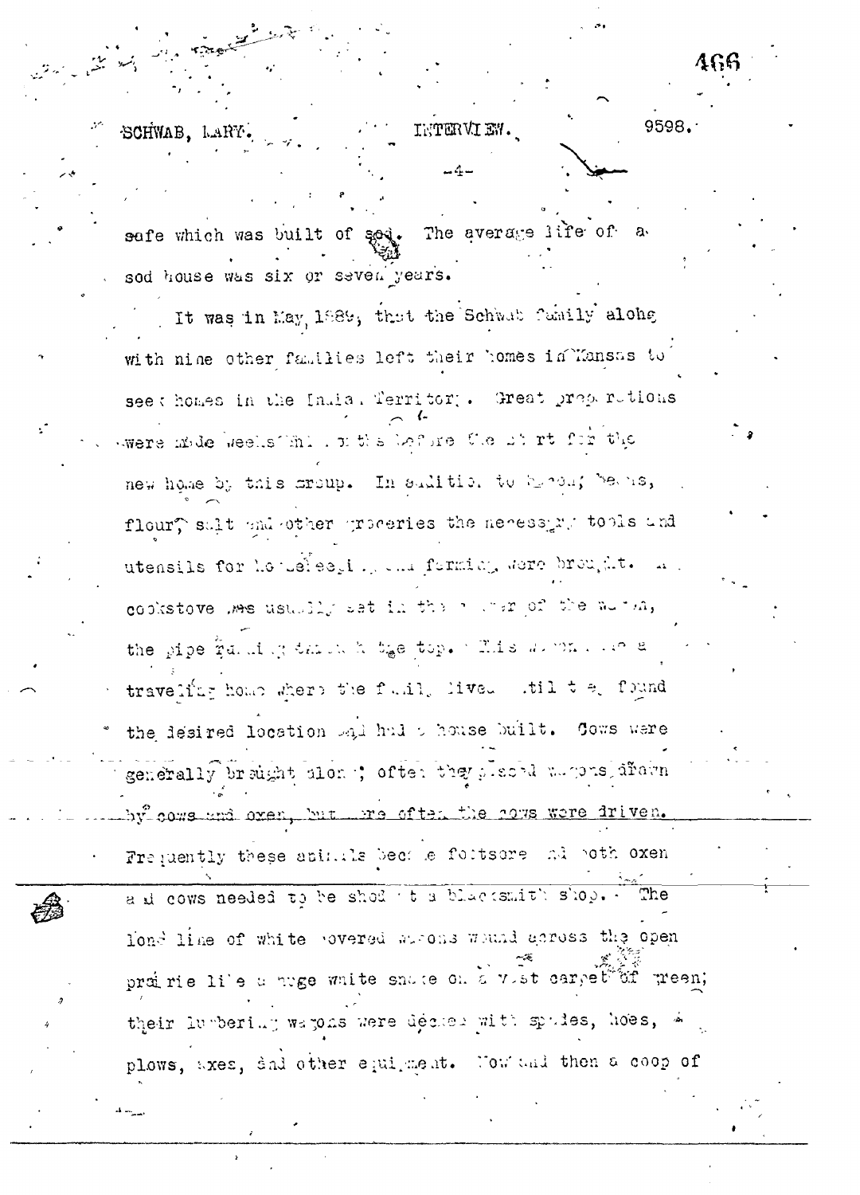safe which was built of sod. The average life of a sod house was six or seven years.

It was in May, 1889, that the Schwab family along with nine other families left their homes in Kansas to seek homes in the Indian Territory. Great preparations were made weeks and months before the start for the new home by this group. In addition to bacon, beans, flour, salt and other groceries the necessary tools and utensils for housekeeping and farming were brought. A cookstove was usually set in the rear of the wagon, the pipe running through the top. This wagon was a traveling home where the family lived until they found the desired location and had a house built. Cows were generally brought along; often they placed wagons drawn by cows and oxen, but more often the cows were driven. Frequently these animals became footsore and both oxen and cows needed to be shod at a blacksmith shop. The long line of white covered wagons wound across the open prairie like a huge white snake on a vast carpet of green; their lumbering wagons were decked with spades, hoes, plows, axes, and other equipment. Now and then a coop of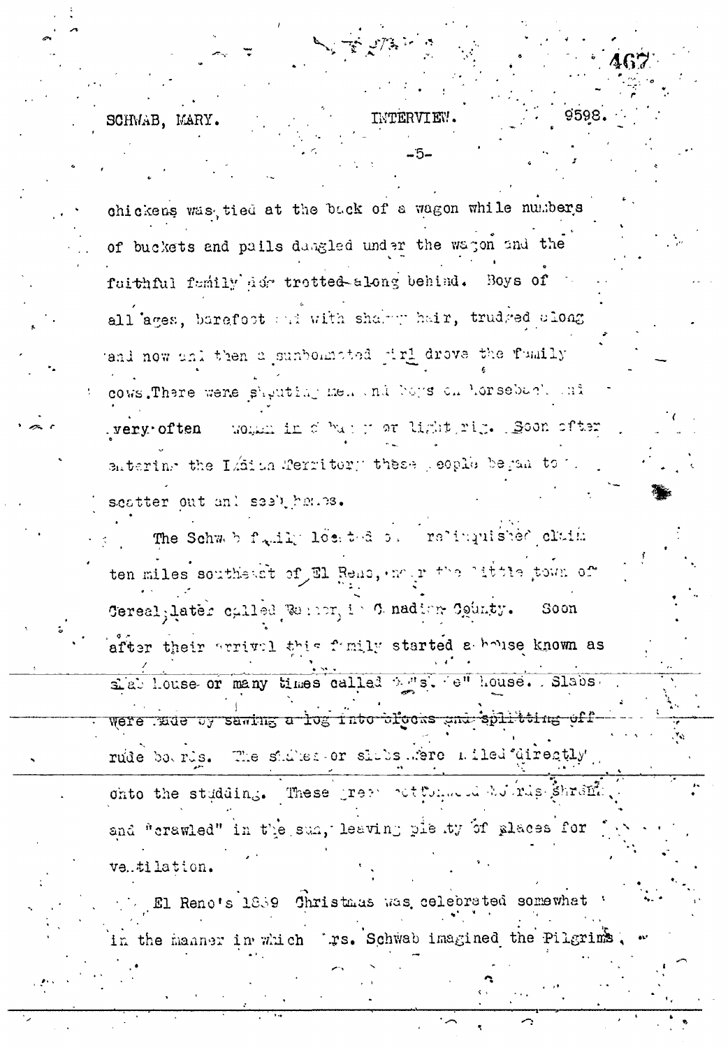chickens was tied at the back of a wagon while numbers of buckets and pails dangled under the wagon and the faithful family dog trotted along behind. Boys of all ages, barefoot and with shaggy hair, trudged along and now and then a sunbonneted girl drove the family cows. There were shouting men and boys on horseback and very often women in a buggy or light rig. Soon after entering the Indian Territory these people began to scatter out and seek homes.

The Schwab family located on a relinquished claim ten miles southeast of El Reno, near the little town of Cereal, later called Banner, in Canadian County. Soon after their arrival this family started a house known as slab house or many times called "Ro's. ·e" house. Slabs were made by sawing a log into blocks and splitting off rude boards. The shakes or slabs were nailed directly onto the studding. These green cottonwood boards shrank and "crawled" in the sun, leaving plenty of places for ventilation.

El Reno's 1889 Christmas was celebrated somewhat in the manner in which Mrs. Schwab imagined the Pilgrims,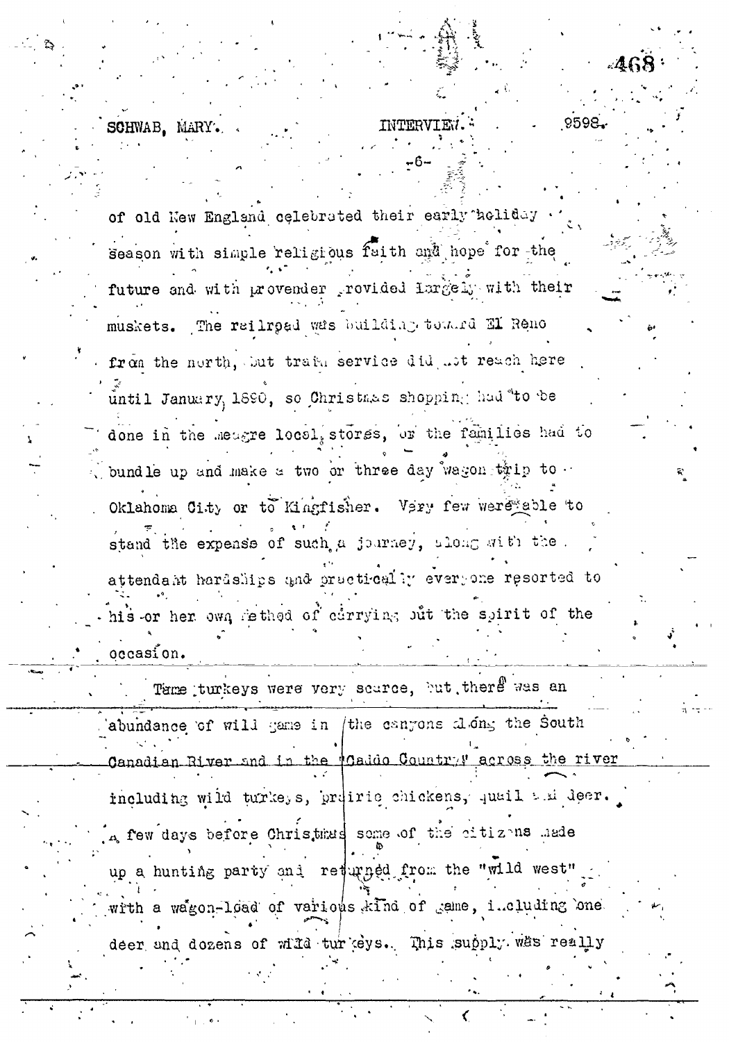of old New England celebrated their early holiday season with simple religious faith and hope for the future and with provender provided largely with their muskets. The railroad was building toward El Reno from the north, but train service did not reach here until January, 1890, so Christmas shopping had to be done in the meagre local stores, or the families had to bundle up and make a two or three day wagon trip to Oklahoma City or to Kingfisher. Very few were able to stand the expense of such a journey, along with the attendant hardships and practically everyone resorted to his or her own method of carrying out the spirit of the occasion.

Tame turkeys were very scarce, but there was an abundance of wild game in the canyons along the South Canadian River and in the "Caddo Country" across the river including wild turkeys, prairie chickens, quail and deer. A few days before Christmas some of the citizens made up a hunting party and returned from the "wild west" with a wagon-load of various kind of game, including one deer and dozens of wild turkeys. This supply was really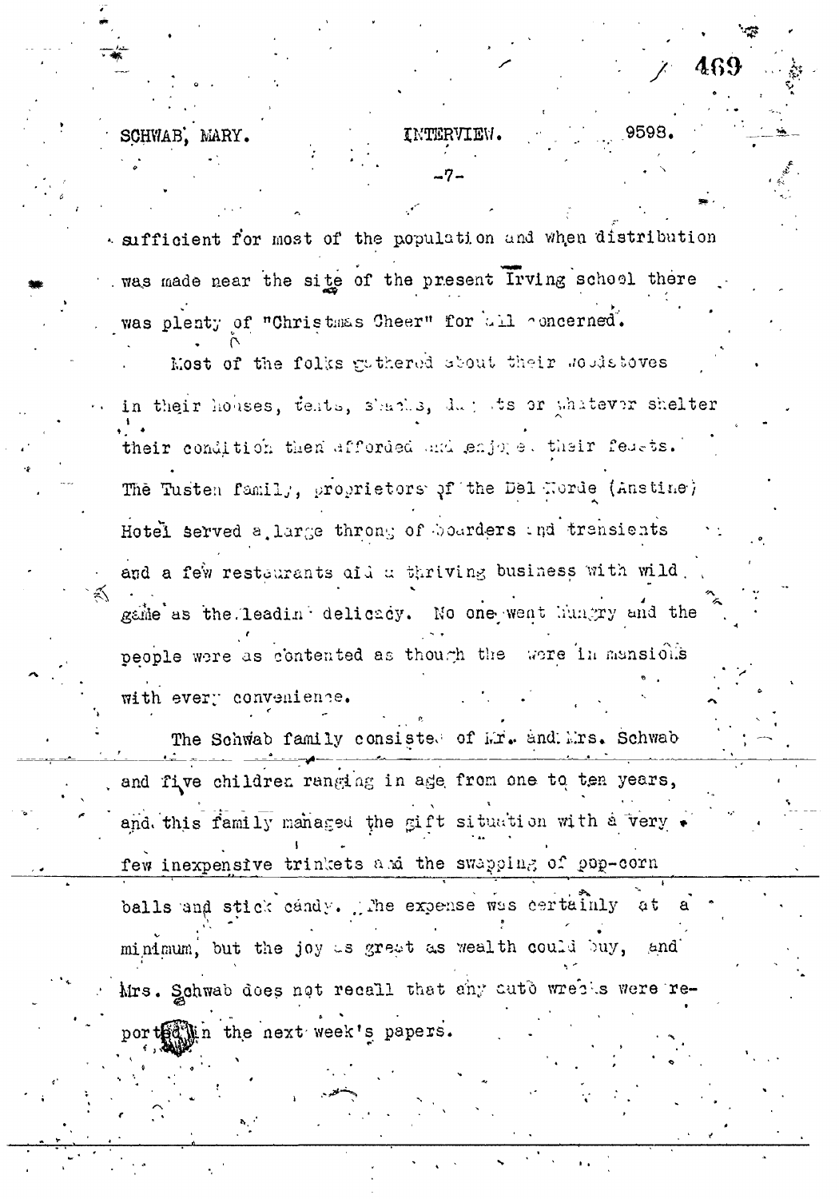sufficient for most of the population and when distribution was made near the site of the present Irving school there was plenty of "Christmas Cheer" for all concerned.

Most of the folks gathered about their woodstoves in their houses, tents, shacks, dugouts or whatever shelter their condition then afforded and enjoyed their feasts. The Tusten family, proprietors of the Del Norde (Anstine) Hotel served a large throng of boarders and transients and a few restaurants did a thriving business with wild game as the leading delicacy. No one went hungry and the people were as contented as though they were in mansions with every convenience.

The Schwab family consisted of Mr. and Mrs. Schwab and five children ranging in age from one to ten years, and this family managed the gift situation with a very few inexpensive trinkets and the swapping of pop-corn balls and stick candy. The expense was certainly at a minimum, but the joy as great as wealth could buy, and Mrs. Schwab does not recall that any auto wrecks were reported in the next week's papers.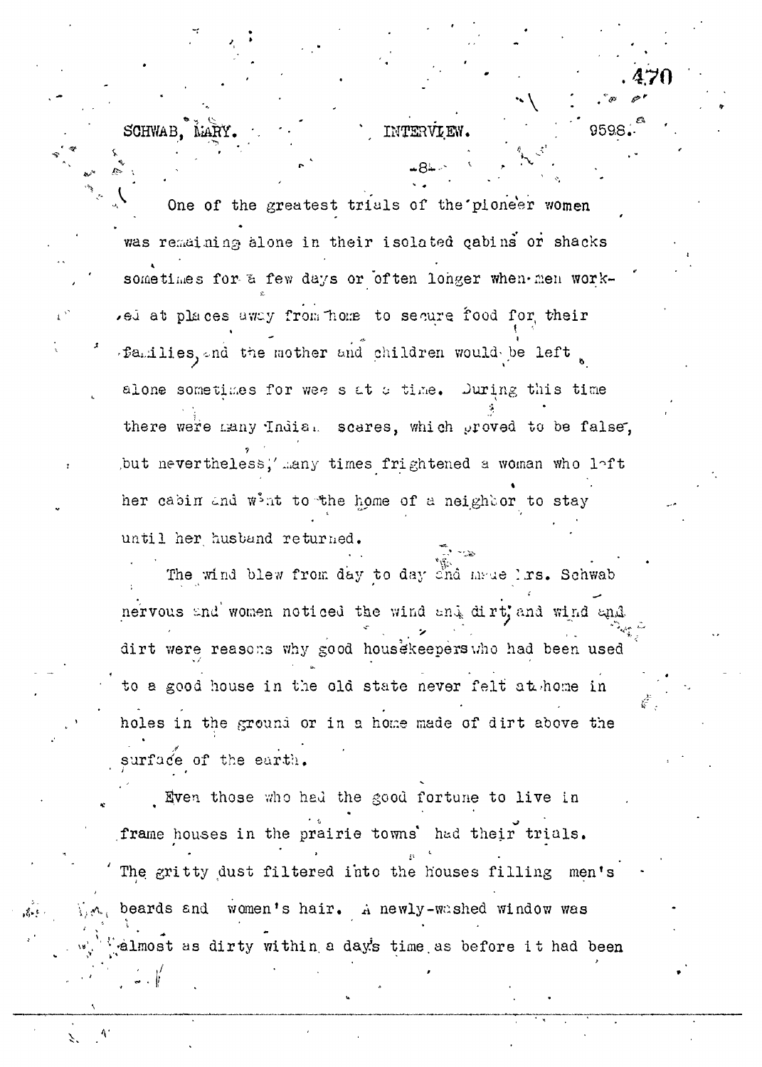One of the greatest trials of the pioneer women was remaining alone in their isolated cabins or shacks sometimes for a few days or often longer when men worked at places away from home to secure food for their families, and the mother and children would be left alone sometimes for weeks at a time. During this time there were many Indian scares, which proved to be false, but nevertheless, many times frightened a woman who left her cabin and went to the home of a neighbor to stay until her husband returned.

The wind blew from day to day and made Mrs. Schwab nervous and women noticed the wind and dirt, and wind and dirt were reasons why good housekeepers who had been used to a good house in the old state never felt at home in holes in the ground or in a home made of dirt above the surface of the earth.

Even those who had the good fortune to live in frame houses in the prairie towns had their trials. The gritty dust filtered into the houses filling men's beards and women's hair. A newly-washed window was almost as dirty within a day's time as before it had been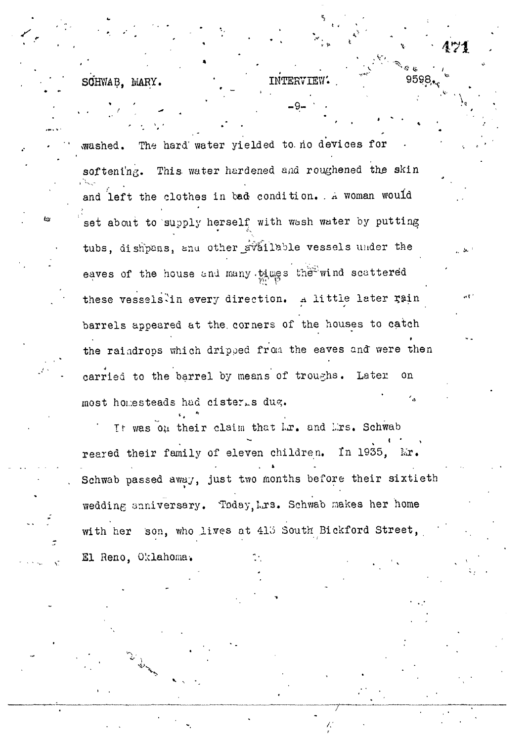washed. The hard water yielded to no devices for softening. This water hardened and roughened the skin and left the clothes in bad condition. A woman would set about to supply herself with wash water by putting tubs, dishpans, and other available vessels under the eaves of the house and many times the wind scattered these vessels in every direction. A little later rain barrels appeared at the corners of the houses to catch the raindrops which dripped from the eaves and were then carried to the barrel by means of troughs. Later on most homesteads had cisterns dug.

It was on their claim that Mr. and Mrs. Schwab reared their family of eleven children. In 1935, Mr. Schwab passed away, just two months before their sixtieth wedding anniversary. Today, Mrs. Schwab makes her home with her son, who lives at 413 South Bickford Street, El Reno, Oklahoma.